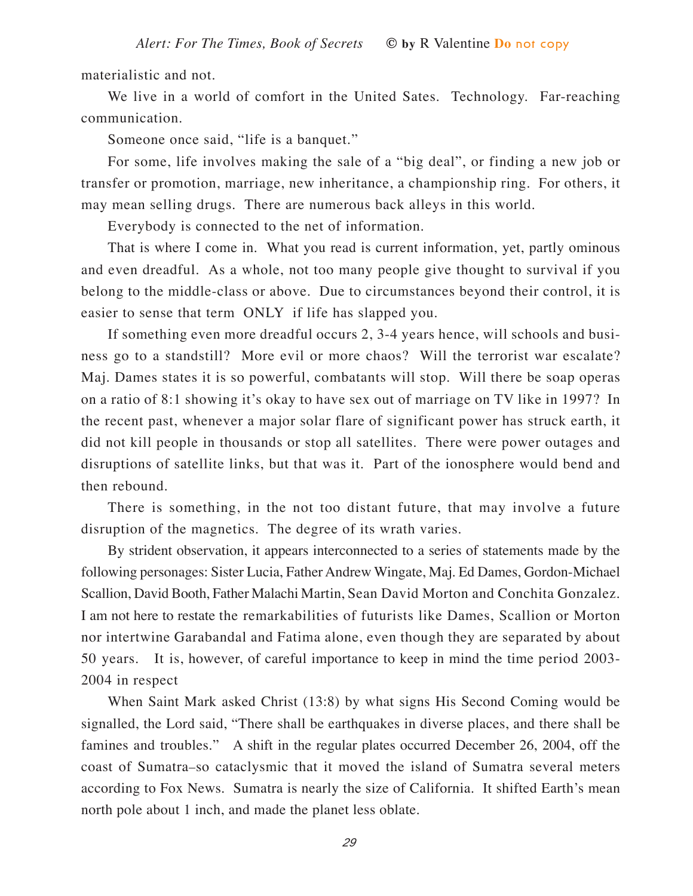materialistic and not.

We live in a world of comfort in the United Sates. Technology. Far-reaching communication.

Someone once said, "life is a banquet."

For some, life involves making the sale of a "big deal", or finding a new job or transfer or promotion, marriage, new inheritance, a championship ring. For others, it may mean selling drugs. There are numerous back alleys in this world.

Everybody is connected to the net of information.

That is where I come in. What you read is current information, yet, partly ominous and even dreadful. As a whole, not too many people give thought to survival if you belong to the middle-class or above. Due to circumstances beyond their control, it is easier to sense that term ONLY if life has slapped you.

If something even more dreadful occurs 2, 3-4 years hence, will schools and business go to a standstill? More evil or more chaos? Will the terrorist war escalate? Maj. Dames states it is so powerful, combatants will stop. Will there be soap operas on a ratio of 8:1 showing it's okay to have sex out of marriage on TV like in 1997? In the recent past, whenever a major solar flare of significant power has struck earth, it did not kill people in thousands or stop all satellites. There were power outages and disruptions of satellite links, but that was it. Part of the ionosphere would bend and then rebound.

There is something, in the not too distant future, that may involve a future disruption of the magnetics. The degree of its wrath varies.

By strident observation, it appears interconnected to a series of statements made by the following personages: Sister Lucia, Father Andrew Wingate, Maj. Ed Dames, Gordon-Michael Scallion, David Booth, Father Malachi Martin, Sean David Morton and Conchita Gonzalez. I am not here to restate the remarkabilities of futurists like Dames, Scallion or Morton nor intertwine Garabandal and Fatima alone, even though they are separated by about 50 years. It is, however, of careful importance to keep in mind the time period 2003-2004 in respect

When Saint Mark asked Christ (13:8) by what signs His Second Coming would be signalled, the Lord said, "There shall be earthquakes in diverse places, and there shall be famines and troubles." A shift in the regular plates occurred December 26, 2004, off the coast of Sumatra–so cataclysmic that it moved the island of Sumatra several meters according to Fox News. Sumatra is nearly the size of California. It shifted Earth's mean north pole about 1 inch, and made the planet less oblate.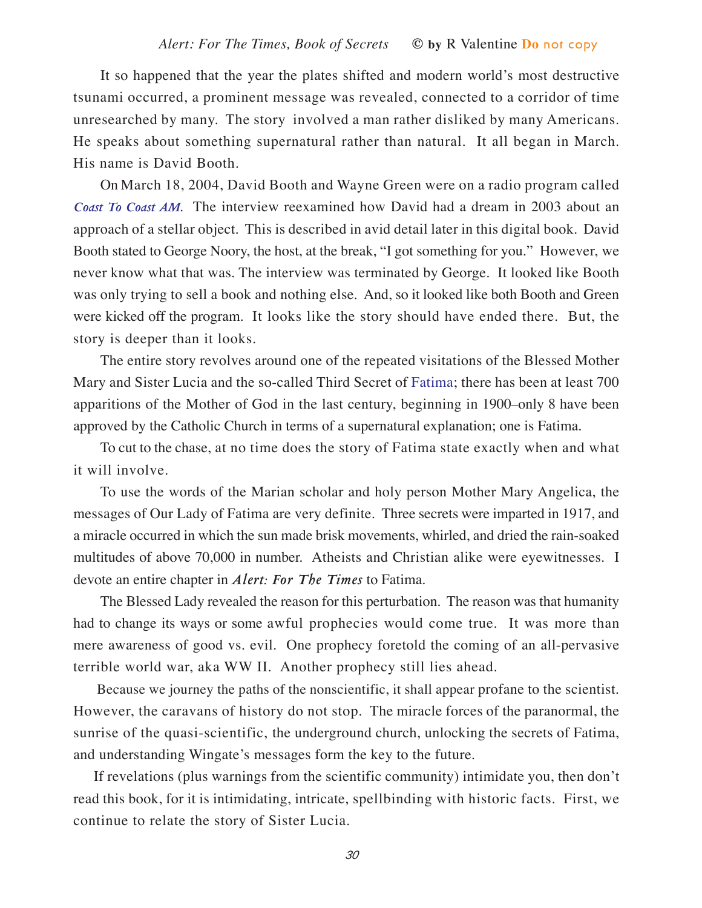It so happened that the year the plates shifted and modern world's most destructive tsunami occurred, a prominent message was revealed, connected to a corridor of time unresearched by many. The story involved a man rather disliked by many Americans. He speaks about something supernatural rather than natural. It all began in March. His name is David Booth.

On March 18, 2004, David Booth and Wayne Green were on a radio program called ***Coast To Coast AM***. The interview reexamined how David had a dream in 2003 about an approach of a stellar object. This is described in avid detail later in this digital book. David Booth stated to George Noory, the host, at the break, "I got something for you." However, we never know what that was. The interview was terminated by George. It looked like Booth was only trying to sell a book and nothing else. And, so it looked like both Booth and Green were kicked off the program. It looks like the story should have ended there. But, the story is deeper than it looks.

The entire story revolves around one of the repeated visitations of the Blessed Mother Mary and Sister Lucia and the so-called Third Secret of Fatima; there has been at least 700 apparitions of the Mother of God in the last century, beginning in 1900–only 8 have been approved by the Catholic Church in terms of a supernatural explanation; one is Fatima.

To cut to the chase, at no time does the story of Fatima state exactly when and what it will involve.

To use the words of the Marian scholar and holy person Mother Mary Angelica, the messages of Our Lady of Fatima are very definite. Three secrets were imparted in 1917, and a miracle occurred in which the sun made brisk movements, whirled, and dried the rain-soaked multitudes of above 70,000 in number. Atheists and Christian alike were eyewitnesses. I devote an entire chapter in ***Alert: For The Times*** to Fatima.

The Blessed Lady revealed the reason for this perturbation. The reason was that humanity had to change its ways or some awful prophecies would come true. It was more than mere awareness of good vs. evil. One prophecy foretold the coming of an all-pervasive terrible world war, aka WW II. Another prophecy still lies ahead.

Because we journey the paths of the nonscientific, it shall appear profane to the scientist. However, the caravans of history do not stop. The miracle forces of the paranormal, the sunrise of the quasi-scientific, the underground church, unlocking the secrets of Fatima, and understanding Wingate's messages form the key to the future.

If revelations (plus warnings from the scientific community) intimidate you, then don't read this book, for it is intimidating, intricate, spellbinding with historic facts. First, we continue to relate the story of Sister Lucia.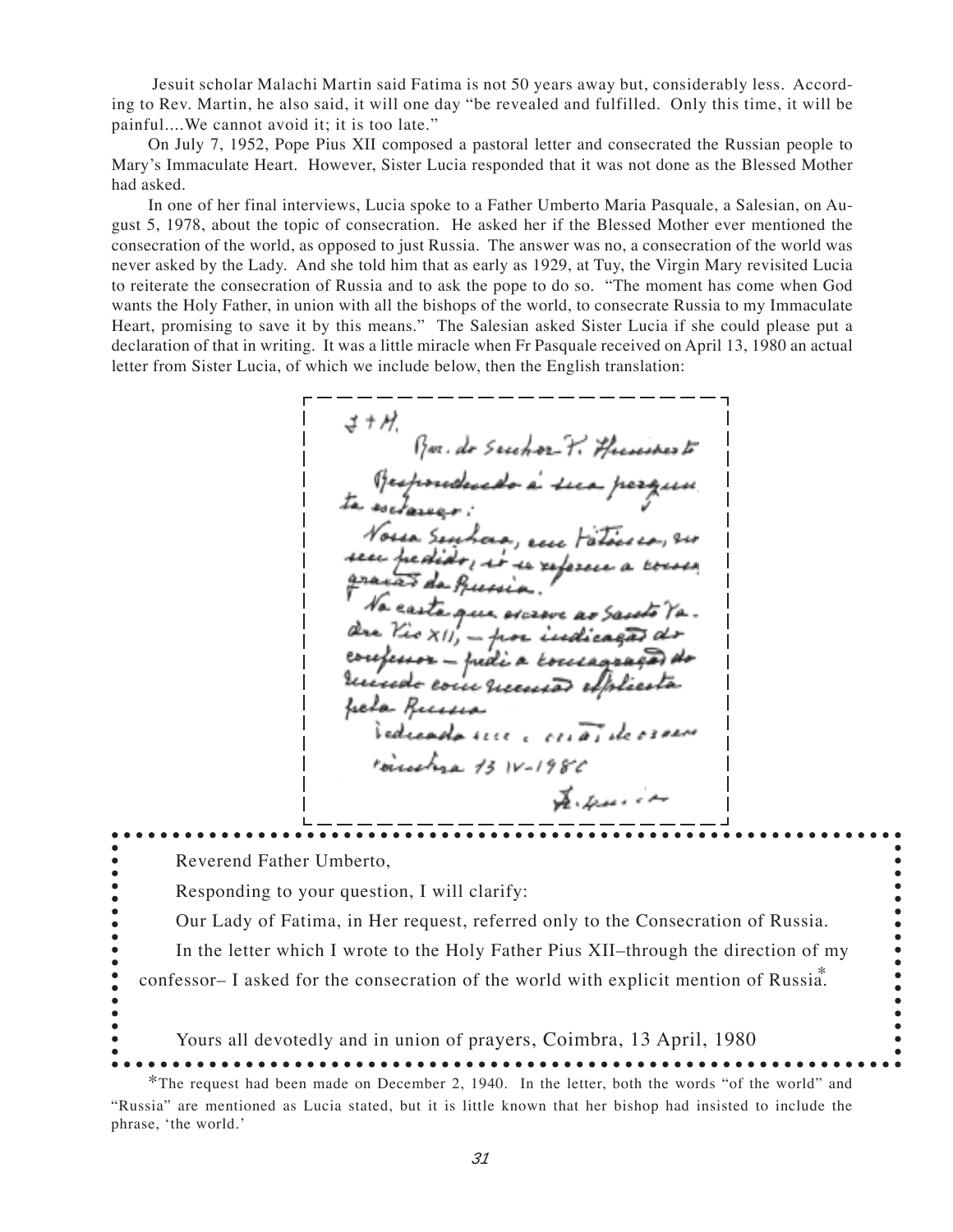Jesuit scholar Malachi Martin said Fatima is not 50 years away but, considerably less. According to Rev. Martin, he also said, it will one day "be revealed and fulfilled. Only this time, it will be painful....We cannot avoid it; it is too late."

On July 7, 1952, Pope Pius XII composed a pastoral letter and consecrated the Russian people to Mary's Immaculate Heart. However, Sister Lucia responded that it was not done as the Blessed Mother had asked.

In one of her final interviews, Lucia spoke to a Father Umberto Maria Pasquale, a Salesian, on August 5, 1978, about the topic of consecration. He asked her if the Blessed Mother ever mentioned the consecration of the world, as opposed to just Russia. The answer was no, a consecration of the world was never asked by the Lady. And she told him that as early as 1929, at Tuy, the Virgin Mary revisited Lucia to reiterate the consecration of Russia and to ask the pope to do so. "The moment has come when God wants the Holy Father, in union with all the bishops of the world, to consecrate Russia to my Immaculate Heart, promising to save it by this means." The Salesian asked Sister Lucia if she could please put a declaration of that in writing. It was a little miracle when Fr Pasquale received on April 13, 1980 an actual letter from Sister Lucia, of which we include below, then the English translation:

J + M.

Rev. do Senhor P. Humberto

Respondendo à sua pergunta esclareço:

Nossa Senhora, em Fátima, no seu pedido, só se refere à consagração da Russia.

Na carta que escrevi ao Santo Padre Pio XII, – por indicação do confessor – pedi a consagração do mundo com menção explicita da Russia

Dedicada ... em união de orações

Coimbra 13 IV-1980

Ir. Lucia

Reverend Father Umberto,

Responding to your question, I will clarify:

Our Lady of Fatima, in Her request, referred only to the Consecration of Russia.

In the letter which I wrote to the Holy Father Pius XII–through the direction of my confessor– I asked for the consecration of the world with explicit mention of Russia.*

Yours all devotedly and in union of prayers, Coimbra, 13 April, 1980

*The request had been made on December 2, 1940. In the letter, both the words "of the world" and "Russia" are mentioned as Lucia stated, but it is little known that her bishop had insisted to include the phrase, 'the world.'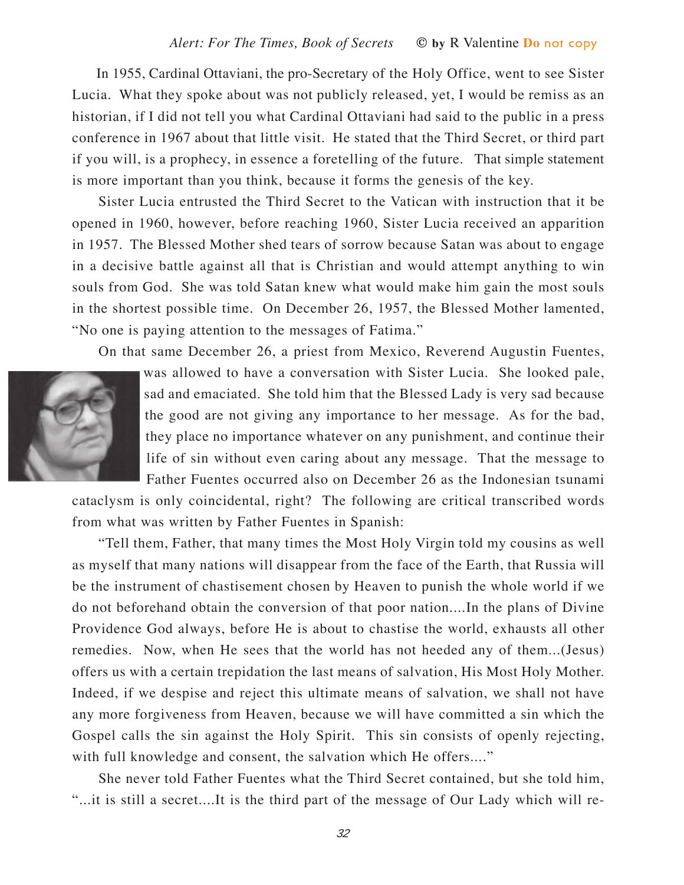In 1955, Cardinal Ottaviani, the pro-Secretary of the Holy Office, went to see Sister Lucia. What they spoke about was not publicly released, yet, I would be remiss as an historian, if I did not tell you what Cardinal Ottaviani had said to the public in a press conference in 1967 about that little visit. He stated that the Third Secret, or third part if you will, is a prophecy, in essence a foretelling of the future. That simple statement is more important than you think, because it forms the genesis of the key.

Sister Lucia entrusted the Third Secret to the Vatican with instruction that it be opened in 1960, however, before reaching 1960, Sister Lucia received an apparition in 1957. The Blessed Mother shed tears of sorrow because Satan was about to engage in a decisive battle against all that is Christian and would attempt anything to win souls from God. She was told Satan knew what would make him gain the most souls in the shortest possible time. On December 26, 1957, the Blessed Mother lamented, "No one is paying attention to the messages of Fatima."

On that same December 26, a priest from Mexico, Reverend Augustin Fuentes, was allowed to have a conversation with Sister Lucia. She looked pale, sad and emaciated. She told him that the Blessed Lady is very sad because the good are not giving any importance to her message. As for the bad, they place no importance whatever on any punishment, and continue their life of sin without even caring about any message. That the message to Father Fuentes occurred also on December 26 as the Indonesian tsunami cataclysm is only coincidental, right? The following are critical transcribed words from what was written by Father Fuentes in Spanish:

"Tell them, Father, that many times the Most Holy Virgin told my cousins as well as myself that many nations will disappear from the face of the Earth, that Russia will be the instrument of chastisement chosen by Heaven to punish the whole world if we do not beforehand obtain the conversion of that poor nation....In the plans of Divine Providence God always, before He is about to chastise the world, exhausts all other remedies. Now, when He sees that the world has not heeded any of them...(Jesus) offers us with a certain trepidation the last means of salvation, His Most Holy Mother. Indeed, if we despise and reject this ultimate means of salvation, we shall not have any more forgiveness from Heaven, because we will have committed a sin which the Gospel calls the sin against the Holy Spirit. This sin consists of openly rejecting, with full knowledge and consent, the salvation which He offers...."

She never told Father Fuentes what the Third Secret contained, but she told him, "...it is still a secret....It is the third part of the message of Our Lady which will re-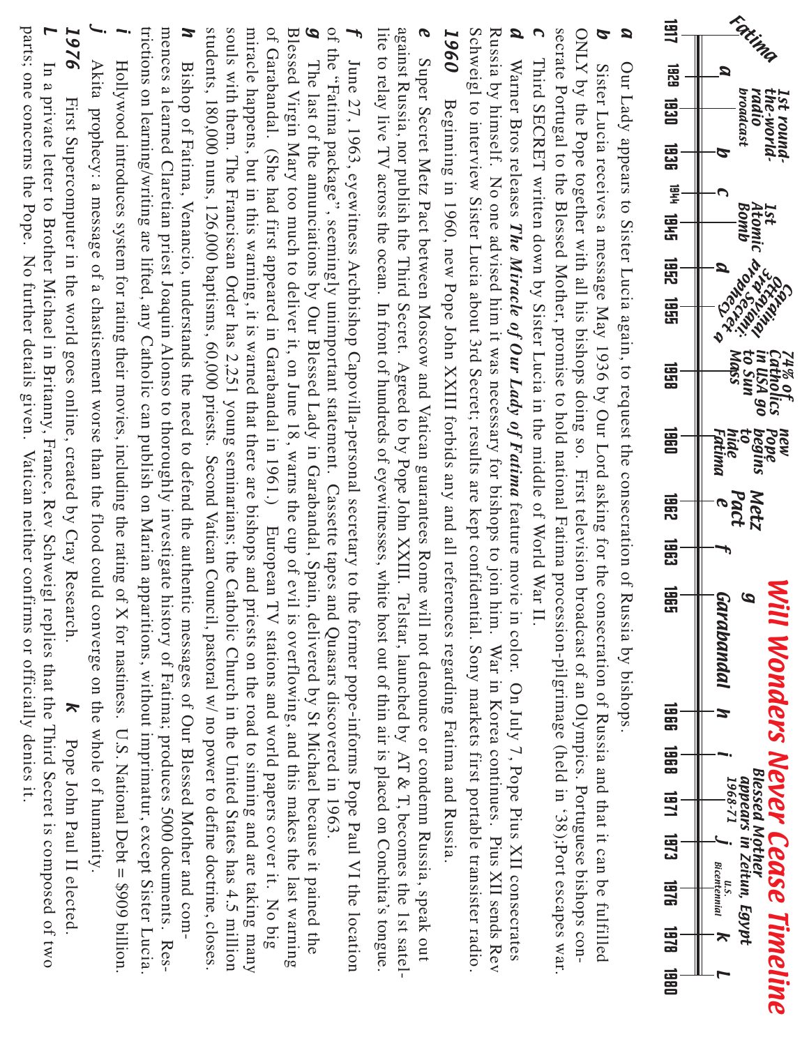# Will Wonders Never Cease Timeline

Fatima

| 1917 | 1929 | 1930 | 1936 | 1944 | 1945 | 1952 | 1955 | 1958 | 1960 | 1962 | 1963 | 1965 | 1966 | 1968 | 1971 | 1973 | 1976 | 1978 | 1980 |
|---|---|---|---|---|---|---|---|---|---|---|---|---|---|---|---|---|---|---|---|
| a | 1st round-the-world-radio broadcast | | b | c | 1st Atomic Bomb | d | Cardinal Ottaviani: 3rd Secret a prophecy | 74% of Catholics in USA go to Sun Mass | new Pope begins to hide Fatima | Metz Pact e | f | g Garabandal | h | i | Blessed Mother appears in Zeitun, Egypt 1968-71 | j | U.S. Bicentennial | k | L |

**a** Our Lady appears to Sister Lucia again, to request the consecration of Russia by bishops.

**b** Sister Lucia receives a message May 1936 by Our Lord asking for the consecration of Russia and that it can be fulfilled ONLY by the Pope together with all his bishops doing so. First television broadcast of an Olympics. Portuguese bishops consecrate Portugal to the Blessed Mother, promise to hold national Fatima procession-pilgrimage (held in '38);Port escapes war.

**c** Third SECRET written down by Sister Lucia in the middle of World War II.

**d** Warner Bros releases ***The Miracle of Our Lady of Fatima*** feature movie in color. On July 7, Pope Pius XII consecrates Russia by himself. No one advised him it was necessary for bishops to join him. War in Korea continues. Pius XII sends Rev Schweigl to interview Sister Lucia about 3rd Secret; results are kept confidential. Sony markets first portable transister radio.

**1960** Beginning in 1960, new Pope John XXIII forbids any and all references regarding Fatima and Russia.

**e** Super Secret Metz Pact between Moscow and Vatican guarantees Rome will not denounce or condemn Russia, speak out against Russia, nor publish the Third Secret. Agreed to by Pope John XXIII. Telstar, launched by AT & T, becomes the 1st satellite to relay live TV across the ocean. In front of hundreds of eyewitnesses, white host out of thin air is placed on Conchita's tongue.

**f** June 27, 1963, eyewitness Archbishop Capovilla-personal secretary to the former pope-informs Pope Paul VI the location of the "Fatima package", seemingly unimportant statement. Cassette tapes and Quasars discovered in 1963.

**g** The last of the annunciations by Our Blessed Lady in Garabandal, Spain, delivered by St Michael because it pained the Blessed Virgin Mary too much to deliver it, on June 18, warns the cup of evil is overflowing, and this makes the last warning of Garabandal. (She had first appeared in Garabandal in 1961.) European TV stations and world papers cover it. No big miracle happens, but in this warning, it is warned that there are bishops and priests on the road to sinning and are taking many souls with them. The Franciscan Order has 2,251 young seminarians; the Catholic Church in the United States has 4.5 million students, 180,000 nuns, 126,000 baptisms, 60,000 priests. Second Vatican Council, pastoral w/ no power to define doctrine, closes.

**h** Bishop of Fatima, Venancio, understands the need to defend the authentic messages of Our Blessed Mother and commences a learned Claretian priest Joaquin Alonso to thoroughly investigate history of Fatima; produces 5000 documents. Restrictions on learning/writing are lifted, any Catholic can publish on Marian apparitions, without imprimatur, except Sister Lucia.

**i** Hollywood introduces system for rating their movies, including the rating of X for nastiness. U.S. National Debt = $909 billion.

**j** Akita prophecy: a message of a chastisement worse than the flood could converge on the whole of humanity.

**1976** First Supercomputer in the world goes online, created by Cray Research. **k** Pope John Paul II elected.

**L** In a private letter to Brother Michael in Britanny, France, Rev Schweigl replies that the Third Secret is composed of two parts; one concerns the Pope. No further details given. Vatican neither confirms or officially denies it.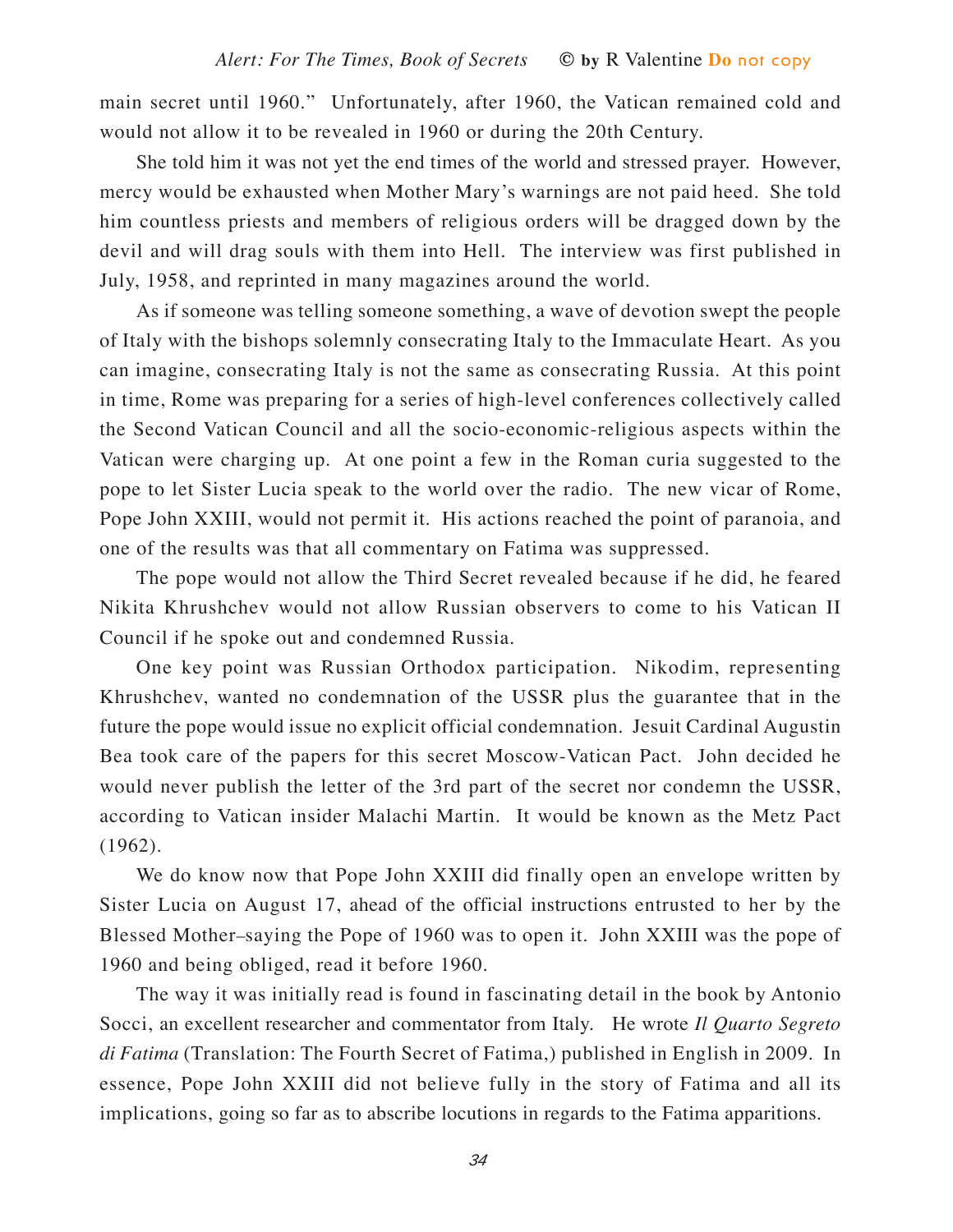main secret until 1960." Unfortunately, after 1960, the Vatican remained cold and would not allow it to be revealed in 1960 or during the 20th Century.

She told him it was not yet the end times of the world and stressed prayer. However, mercy would be exhausted when Mother Mary's warnings are not paid heed. She told him countless priests and members of religious orders will be dragged down by the devil and will drag souls with them into Hell. The interview was first published in July, 1958, and reprinted in many magazines around the world.

As if someone was telling someone something, a wave of devotion swept the people of Italy with the bishops solemnly consecrating Italy to the Immaculate Heart. As you can imagine, consecrating Italy is not the same as consecrating Russia. At this point in time, Rome was preparing for a series of high-level conferences collectively called the Second Vatican Council and all the socio-economic-religious aspects within the Vatican were charging up. At one point a few in the Roman curia suggested to the pope to let Sister Lucia speak to the world over the radio. The new vicar of Rome, Pope John XXIII, would not permit it. His actions reached the point of paranoia, and one of the results was that all commentary on Fatima was suppressed.

The pope would not allow the Third Secret revealed because if he did, he feared Nikita Khrushchev would not allow Russian observers to come to his Vatican II Council if he spoke out and condemned Russia.

One key point was Russian Orthodox participation. Nikodim, representing Khrushchev, wanted no condemnation of the USSR plus the guarantee that in the future the pope would issue no explicit official condemnation. Jesuit Cardinal Augustin Bea took care of the papers for this secret Moscow-Vatican Pact. John decided he would never publish the letter of the 3rd part of the secret nor condemn the USSR, according to Vatican insider Malachi Martin. It would be known as the Metz Pact (1962).

We do know now that Pope John XXIII did finally open an envelope written by Sister Lucia on August 17, ahead of the official instructions entrusted to her by the Blessed Mother–saying the Pope of 1960 was to open it. John XXIII was the pope of 1960 and being obliged, read it before 1960.

The way it was initially read is found in fascinating detail in the book by Antonio Socci, an excellent researcher and commentator from Italy. He wrote *Il Quarto Segreto di Fatima* (Translation: The Fourth Secret of Fatima,) published in English in 2009. In essence, Pope John XXIII did not believe fully in the story of Fatima and all its implications, going so far as to abscribe locutions in regards to the Fatima apparitions.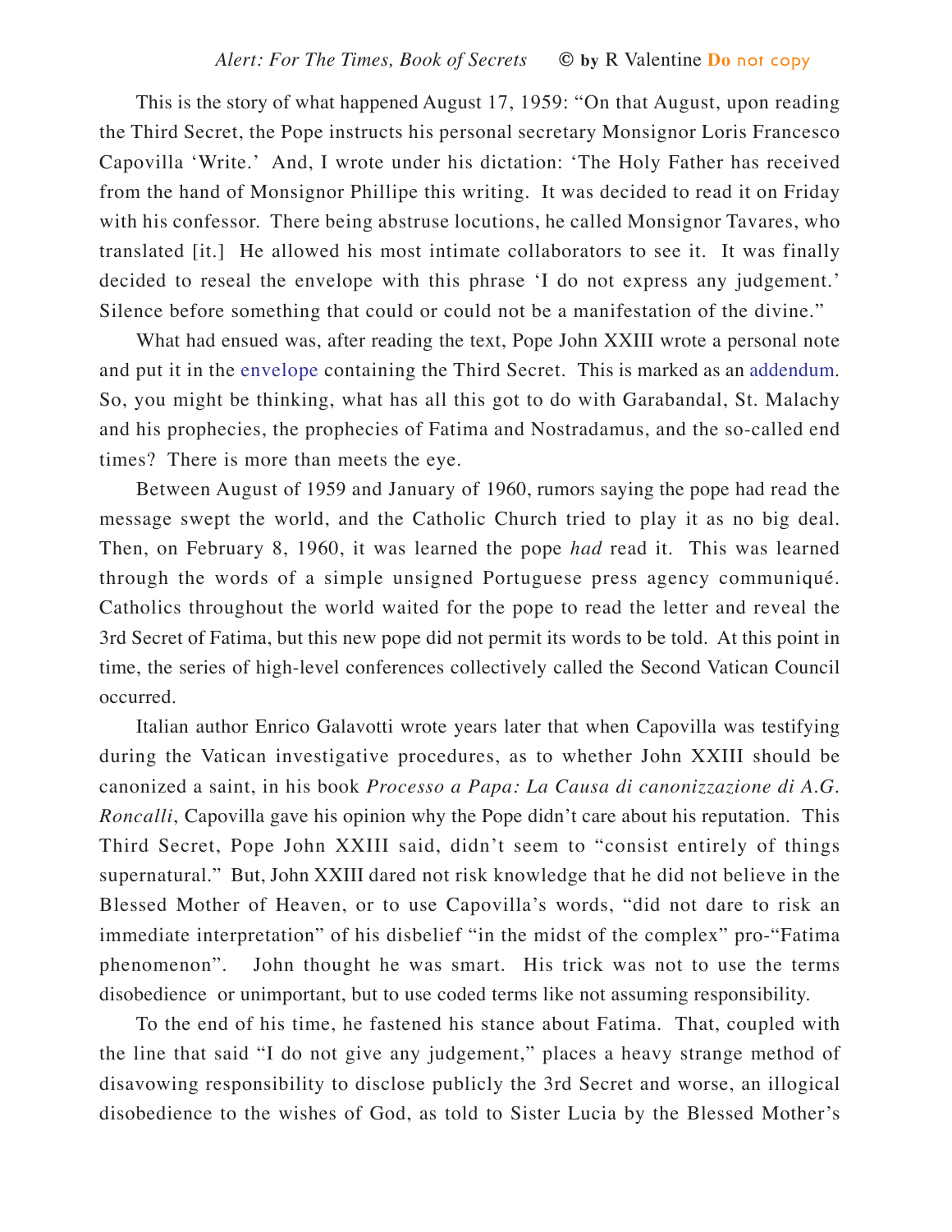This is the story of what happened August 17, 1959: "On that August, upon reading the Third Secret, the Pope instructs his personal secretary Monsignor Loris Francesco Capovilla 'Write.' And, I wrote under his dictation: 'The Holy Father has received from the hand of Monsignor Phillipe this writing. It was decided to read it on Friday with his confessor. There being abstruse locutions, he called Monsignor Tavares, who translated [it.] He allowed his most intimate collaborators to see it. It was finally decided to reseal the envelope with this phrase 'I do not express any judgement.' Silence before something that could or could not be a manifestation of the divine."

What had ensued was, after reading the text, Pope John XXIII wrote a personal note and put it in the envelope containing the Third Secret. This is marked as an addendum. So, you might be thinking, what has all this got to do with Garabandal, St. Malachy and his prophecies, the prophecies of Fatima and Nostradamus, and the so-called end times? There is more than meets the eye.

Between August of 1959 and January of 1960, rumors saying the pope had read the message swept the world, and the Catholic Church tried to play it as no big deal. Then, on February 8, 1960, it was learned the pope *had* read it. This was learned through the words of a simple unsigned Portuguese press agency communiqué. Catholics throughout the world waited for the pope to read the letter and reveal the 3rd Secret of Fatima, but this new pope did not permit its words to be told. At this point in time, the series of high-level conferences collectively called the Second Vatican Council occurred.

Italian author Enrico Galavotti wrote years later that when Capovilla was testifying during the Vatican investigative procedures, as to whether John XXIII should be canonized a saint, in his book *Processo a Papa: La Causa di canonizzazione di A.G. Roncalli*, Capovilla gave his opinion why the Pope didn't care about his reputation. This Third Secret, Pope John XXIII said, didn't seem to "consist entirely of things supernatural." But, John XXIII dared not risk knowledge that he did not believe in the Blessed Mother of Heaven, or to use Capovilla's words, "did not dare to risk an immediate interpretation" of his disbelief "in the midst of the complex" pro-"Fatima phenomenon". John thought he was smart. His trick was not to use the terms disobedience or unimportant, but to use coded terms like not assuming responsibility.

To the end of his time, he fastened his stance about Fatima. That, coupled with the line that said "I do not give any judgement," places a heavy strange method of disavowing responsibility to disclose publicly the 3rd Secret and worse, an illogical disobedience to the wishes of God, as told to Sister Lucia by the Blessed Mother's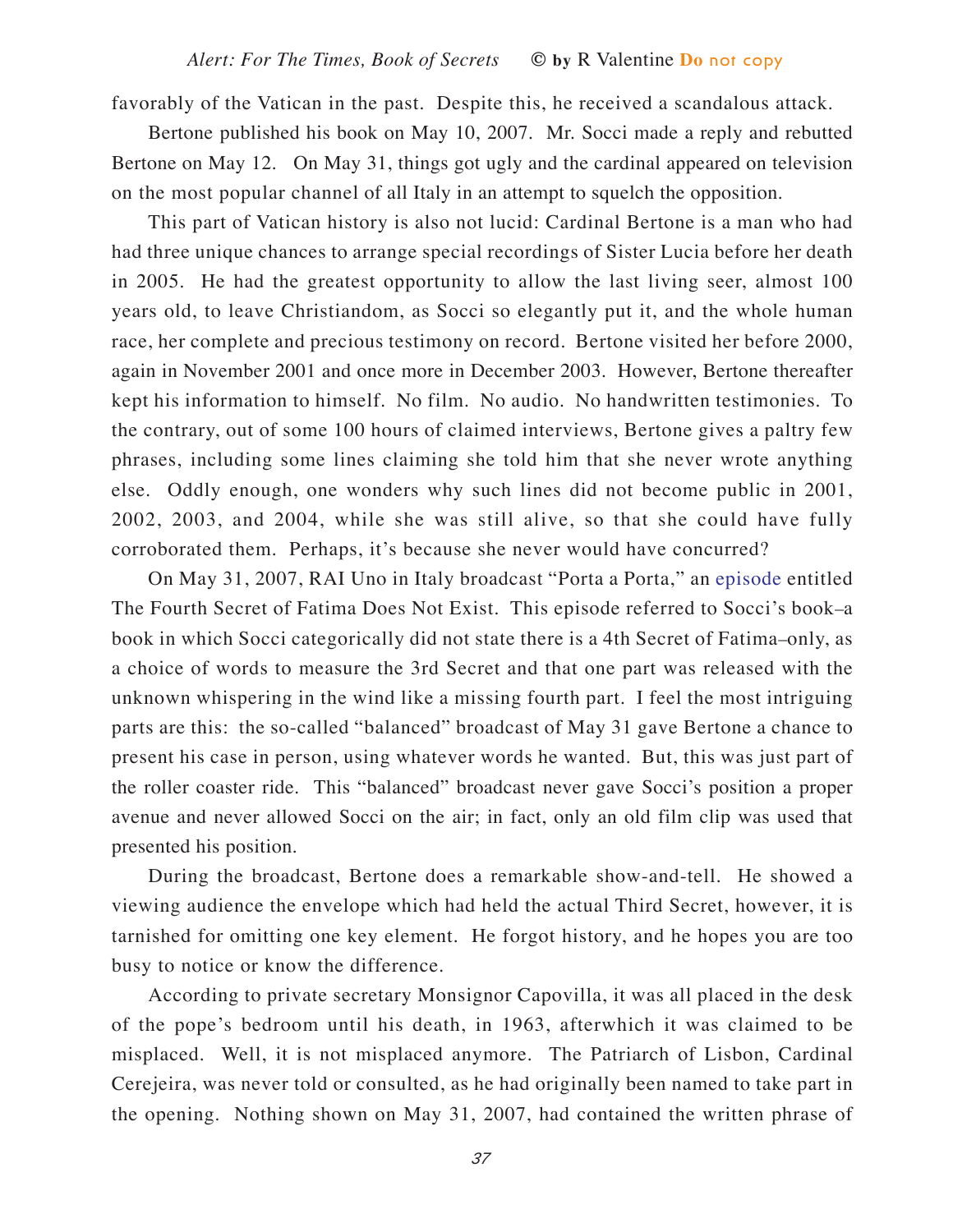favorably of the Vatican in the past. Despite this, he received a scandalous attack.

Bertone published his book on May 10, 2007. Mr. Socci made a reply and rebutted Bertone on May 12. On May 31, things got ugly and the cardinal appeared on television on the most popular channel of all Italy in an attempt to squelch the opposition.

This part of Vatican history is also not lucid: Cardinal Bertone is a man who had had three unique chances to arrange special recordings of Sister Lucia before her death in 2005. He had the greatest opportunity to allow the last living seer, almost 100 years old, to leave Christiandom, as Socci so elegantly put it, and the whole human race, her complete and precious testimony on record. Bertone visited her before 2000, again in November 2001 and once more in December 2003. However, Bertone thereafter kept his information to himself. No film. No audio. No handwritten testimonies. To the contrary, out of some 100 hours of claimed interviews, Bertone gives a paltry few phrases, including some lines claiming she told him that she never wrote anything else. Oddly enough, one wonders why such lines did not become public in 2001, 2002, 2003, and 2004, while she was still alive, so that she could have fully corroborated them. Perhaps, it's because she never would have concurred?

On May 31, 2007, RAI Uno in Italy broadcast "Porta a Porta," an episode entitled The Fourth Secret of Fatima Does Not Exist. This episode referred to Socci's book–a book in which Socci categorically did not state there is a 4th Secret of Fatima–only, as a choice of words to measure the 3rd Secret and that one part was released with the unknown whispering in the wind like a missing fourth part. I feel the most intriguing parts are this: the so-called "balanced" broadcast of May 31 gave Bertone a chance to present his case in person, using whatever words he wanted. But, this was just part of the roller coaster ride. This "balanced" broadcast never gave Socci's position a proper avenue and never allowed Socci on the air; in fact, only an old film clip was used that presented his position.

During the broadcast, Bertone does a remarkable show-and-tell. He showed a viewing audience the envelope which had held the actual Third Secret, however, it is tarnished for omitting one key element. He forgot history, and he hopes you are too busy to notice or know the difference.

According to private secretary Monsignor Capovilla, it was all placed in the desk of the pope's bedroom until his death, in 1963, afterwhich it was claimed to be misplaced. Well, it is not misplaced anymore. The Patriarch of Lisbon, Cardinal Cerejeira, was never told or consulted, as he had originally been named to take part in the opening. Nothing shown on May 31, 2007, had contained the written phrase of